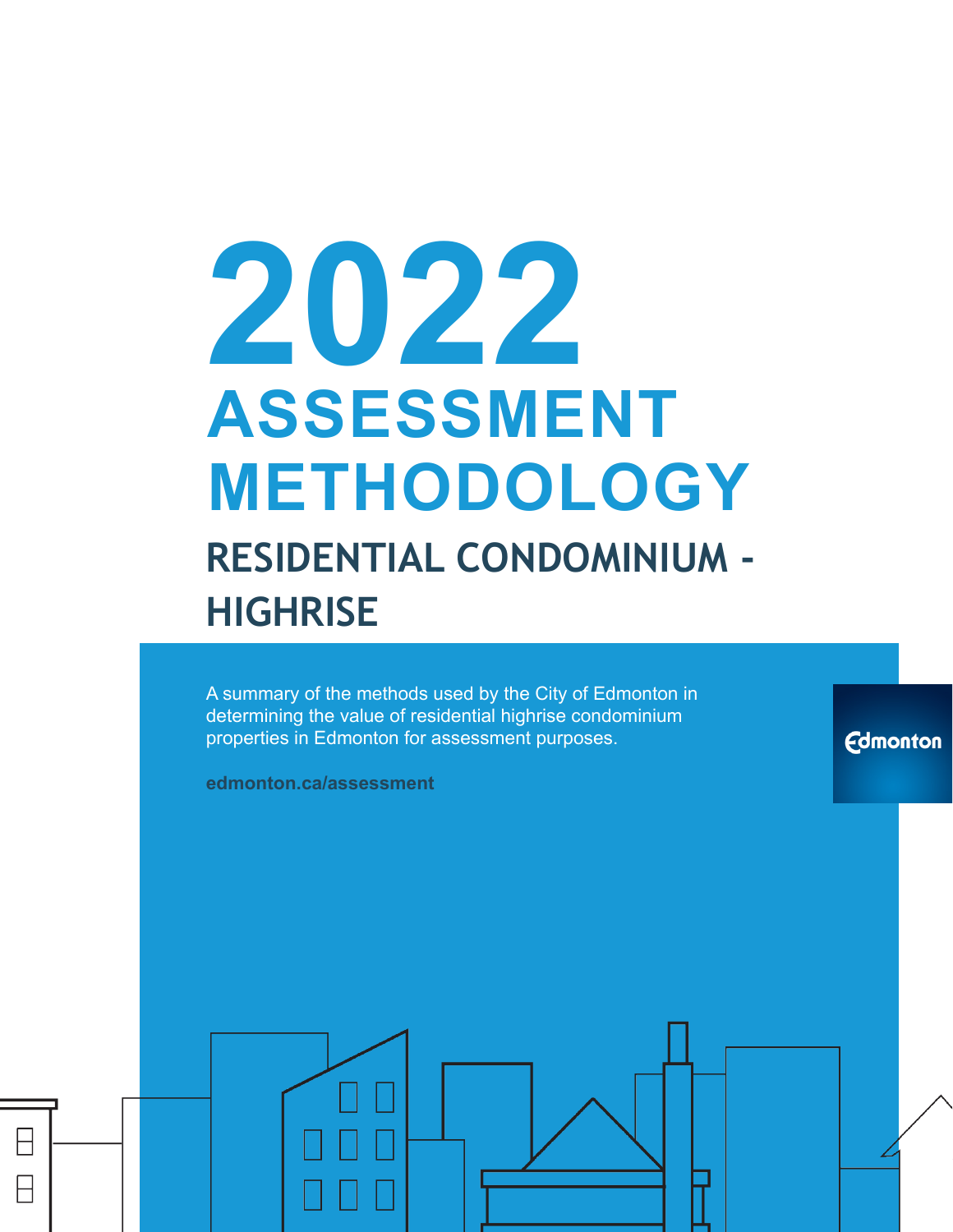# 2022

# ASSESSMENT METHODOLOGY

## RESIDENTIAL CONDOMINIUM - HIGHRISE

A summary of the methods used by the City of Edmonton in determining the value of residential highrise condominium properties in Edmonton for assessment purposes.

**edmonton.ca/assessment**

Edmonton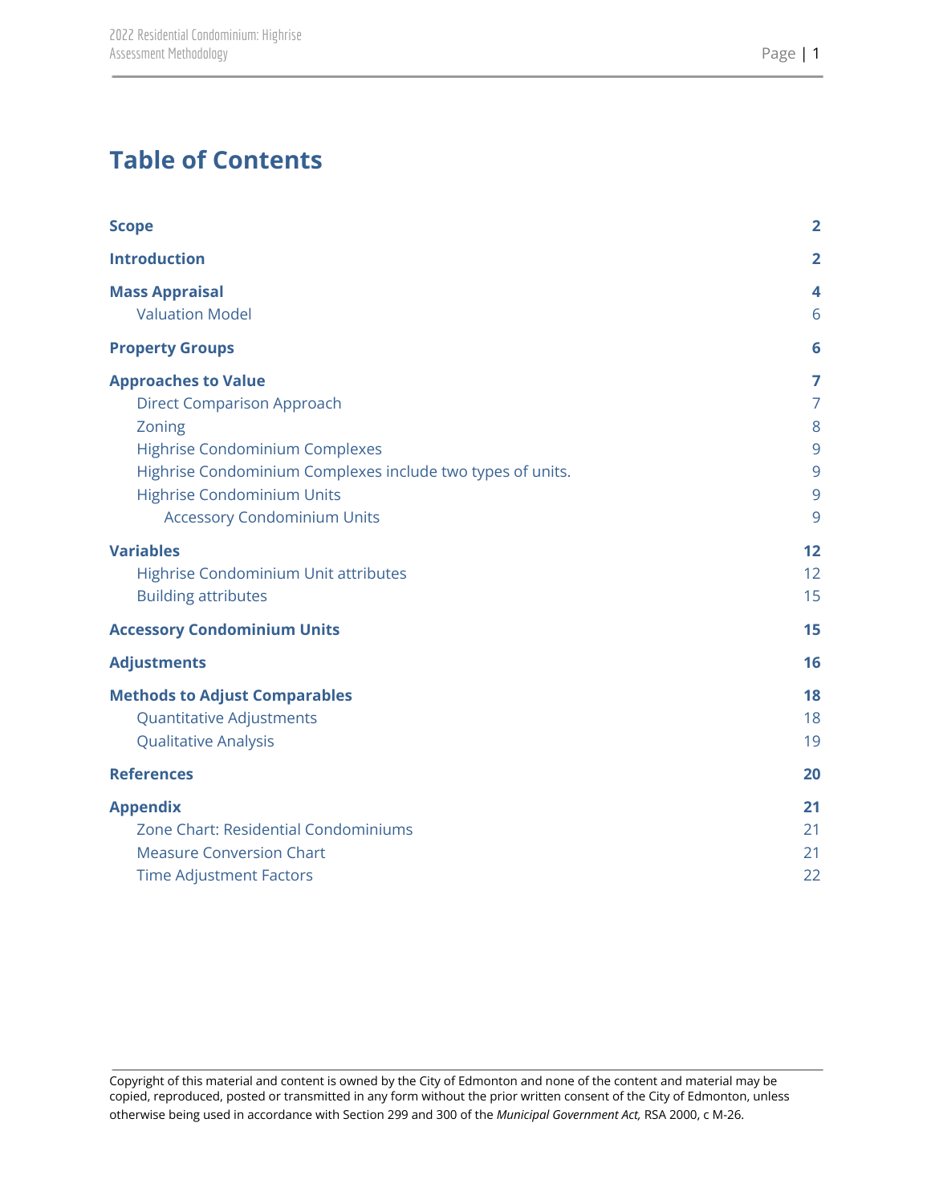# Table of Contents

| | |
|---|---|
| **Scope** | **2** |
| **Introduction** | **2** |
| **Mass Appraisal** | **4** |
| Valuation Model | 6 |
| **Property Groups** | **6** |
| **Approaches to Value** | **7** |
| Direct Comparison Approach | 7 |
| Zoning | 8 |
| Highrise Condominium Complexes | 9 |
| Highrise Condominium Complexes include two types of units. | 9 |
| Highrise Condominium Units | 9 |
| Accessory Condominium Units | 9 |
| **Variables** | **12** |
| Highrise Condominium Unit attributes | 12 |
| Building attributes | 15 |
| **Accessory Condominium Units** | **15** |
| **Adjustments** | **16** |
| **Methods to Adjust Comparables** | **18** |
| Quantitative Adjustments | 18 |
| Qualitative Analysis | 19 |
| **References** | **20** |
| **Appendix** | **21** |
| Zone Chart: Residential Condominiums | 21 |
| Measure Conversion Chart | 21 |
| Time Adjustment Factors | 22 |

Copyright of this material and content is owned by the City of Edmonton and none of the content and material may be copied, reproduced, posted or transmitted in any form without the prior written consent of the City of Edmonton, unless otherwise being used in accordance with Section 299 and 300 of the *Municipal Government Act,* RSA 2000, c M-26.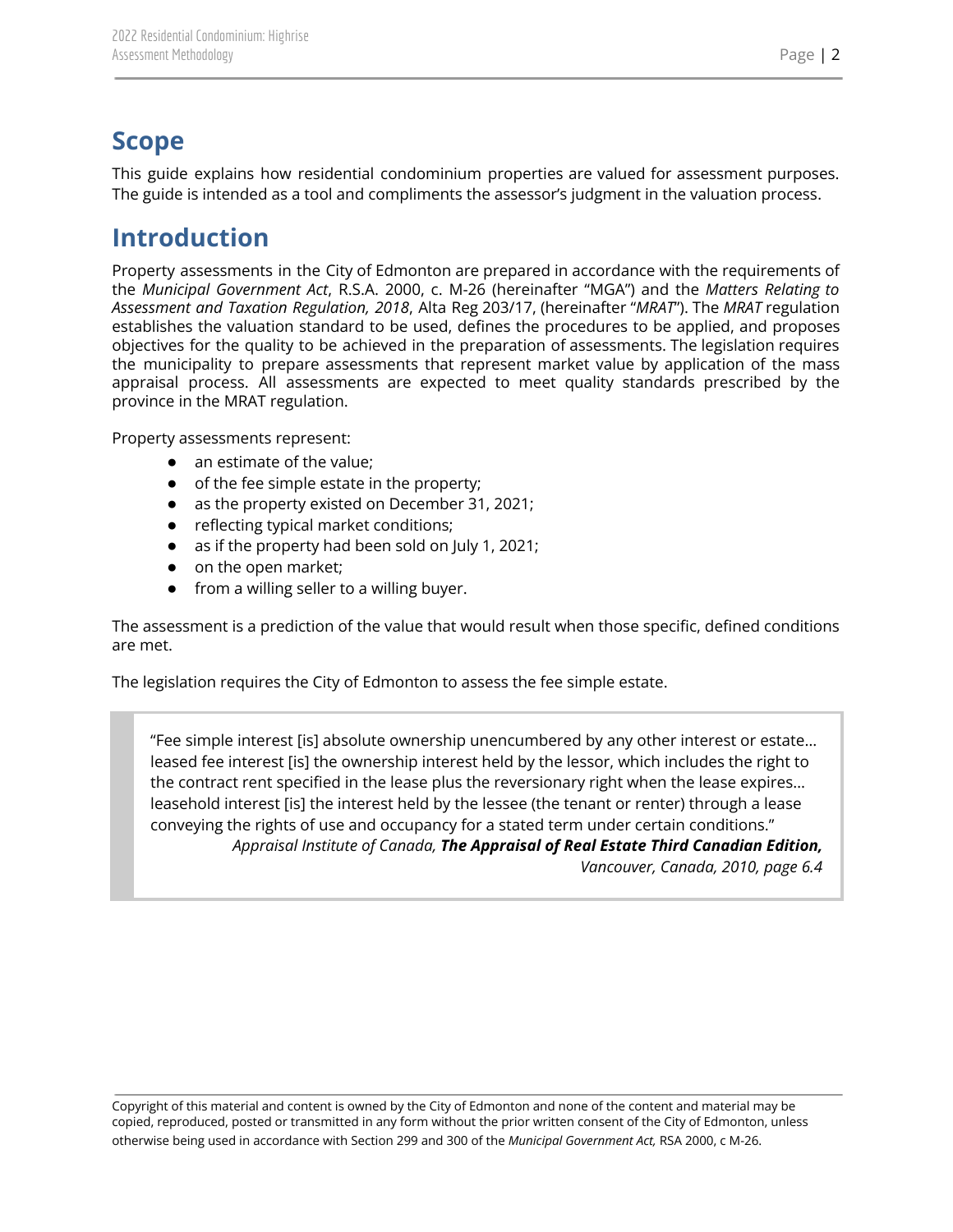## Scope

This guide explains how residential condominium properties are valued for assessment purposes. The guide is intended as a tool and compliments the assessor's judgment in the valuation process.

## Introduction

Property assessments in the City of Edmonton are prepared in accordance with the requirements of the *Municipal Government Act*, R.S.A. 2000, c. M-26 (hereinafter "MGA") and the *Matters Relating to Assessment and Taxation Regulation, 2018*, Alta Reg 203/17, (hereinafter "*MRAT*"). The *MRAT* regulation establishes the valuation standard to be used, defines the procedures to be applied, and proposes objectives for the quality to be achieved in the preparation of assessments. The legislation requires the municipality to prepare assessments that represent market value by application of the mass appraisal process. All assessments are expected to meet quality standards prescribed by the province in the MRAT regulation.

Property assessments represent:

- an estimate of the value;
- of the fee simple estate in the property;
- as the property existed on December 31, 2021;
- reflecting typical market conditions;
- as if the property had been sold on July 1, 2021;
- on the open market;
- from a willing seller to a willing buyer.

The assessment is a prediction of the value that would result when those specific, defined conditions are met.

The legislation requires the City of Edmonton to assess the fee simple estate.

> "Fee simple interest [is] absolute ownership unencumbered by any other interest or estate… leased fee interest [is] the ownership interest held by the lessor, which includes the right to the contract rent specified in the lease plus the reversionary right when the lease expires… leasehold interest [is] the interest held by the lessee (the tenant or renter) through a lease conveying the rights of use and occupancy for a stated term under certain conditions."
>
> *Appraisal Institute of Canada, **The Appraisal of Real Estate Third Canadian Edition,** Vancouver, Canada, 2010, page 6.4*

Copyright of this material and content is owned by the City of Edmonton and none of the content and material may be copied, reproduced, posted or transmitted in any form without the prior written consent of the City of Edmonton, unless otherwise being used in accordance with Section 299 and 300 of the *Municipal Government Act,* RSA 2000, c M-26.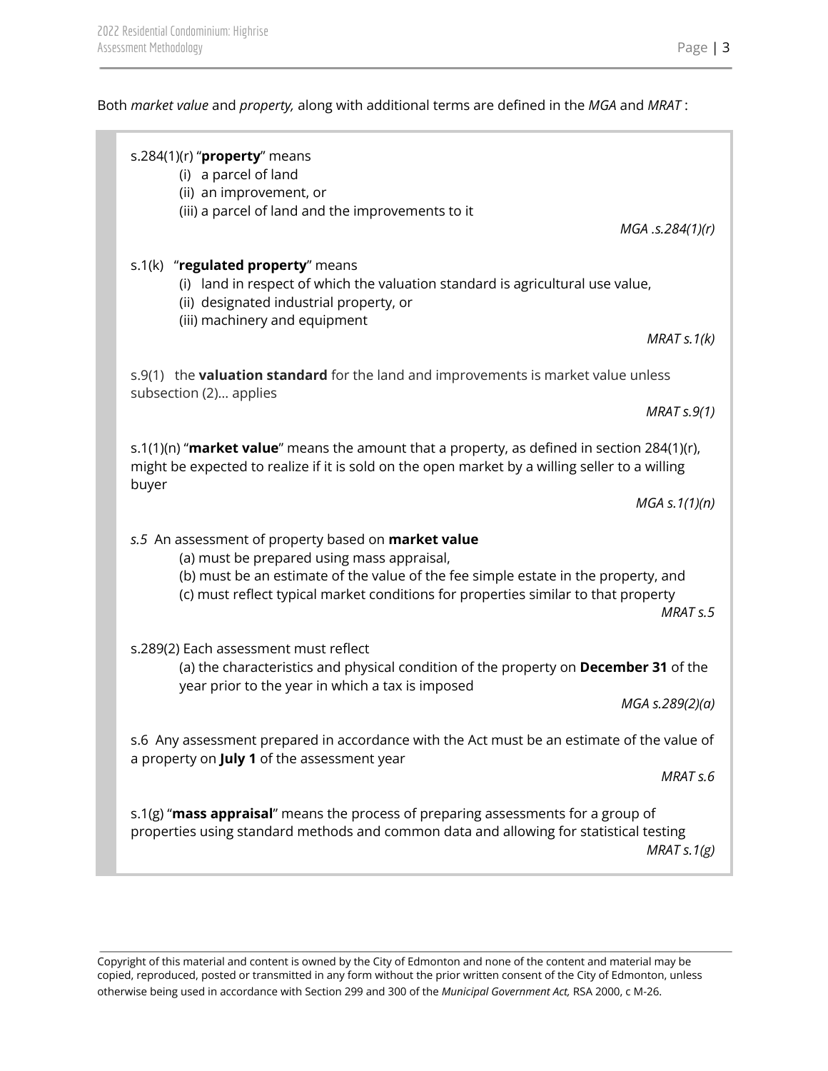Both *market value* and *property,* along with additional terms are defined in the *MGA* and *MRAT* :

> s.284(1)(r) "**property**" means
> (i) a parcel of land
> (ii) an improvement, or
> (iii) a parcel of land and the improvements to it
>
> *MGA .s.284(1)(r)*
>
> s.1(k) "**regulated property**" means
> (i) land in respect of which the valuation standard is agricultural use value,
> (ii) designated industrial property, or
> (iii) machinery and equipment
>
> *MRAT s.1(k)*
>
> s.9(1) the **valuation standard** for the land and improvements is market value unless subsection (2)… applies
>
> *MRAT s.9(1)*
>
> s.1(1)(n) "**market value**" means the amount that a property, as defined in section 284(1)(r), might be expected to realize if it is sold on the open market by a willing seller to a willing buyer
>
> *MGA s.1(1)(n)*
>
> *s.5* An assessment of property based on **market value**
> (a) must be prepared using mass appraisal,
> (b) must be an estimate of the value of the fee simple estate in the property, and
> (c) must reflect typical market conditions for properties similar to that property
>
> *MRAT s.5*
>
> s.289(2) Each assessment must reflect
> (a) the characteristics and physical condition of the property on **December 31** of the year prior to the year in which a tax is imposed
>
> *MGA s.289(2)(a)*
>
> s.6 Any assessment prepared in accordance with the Act must be an estimate of the value of a property on **July 1** of the assessment year
>
> *MRAT s.6*
>
> s.1(g) "**mass appraisal**" means the process of preparing assessments for a group of properties using standard methods and common data and allowing for statistical testing
>
> *MRAT s.1(g)*

Copyright of this material and content is owned by the City of Edmonton and none of the content and material may be copied, reproduced, posted or transmitted in any form without the prior written consent of the City of Edmonton, unless otherwise being used in accordance with Section 299 and 300 of the *Municipal Government Act,* RSA 2000, c M-26.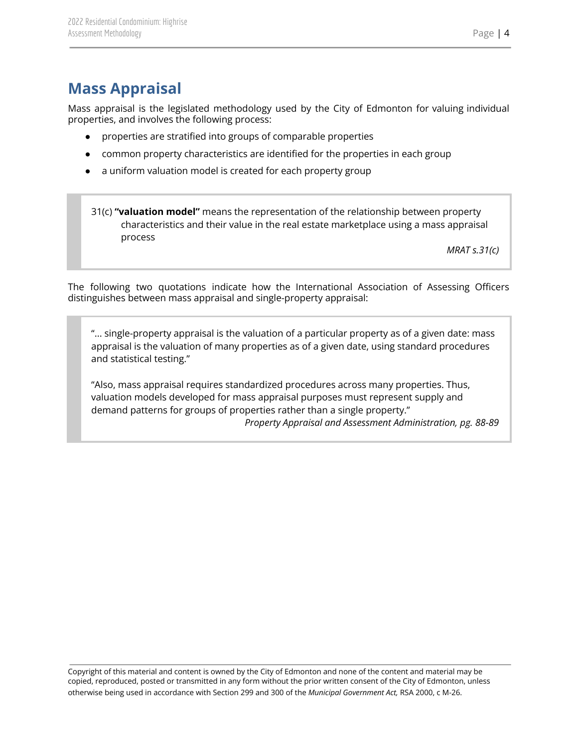## Mass Appraisal

Mass appraisal is the legislated methodology used by the City of Edmonton for valuing individual properties, and involves the following process:

- properties are stratified into groups of comparable properties
- common property characteristics are identified for the properties in each group
- a uniform valuation model is created for each property group

> 31(c) **"valuation model"** means the representation of the relationship between property characteristics and their value in the real estate marketplace using a mass appraisal process
>
> *MRAT s.31(c)*

The following two quotations indicate how the International Association of Assessing Officers distinguishes between mass appraisal and single-property appraisal:

> "... single-property appraisal is the valuation of a particular property as of a given date: mass appraisal is the valuation of many properties as of a given date, using standard procedures and statistical testing."
>
> "Also, mass appraisal requires standardized procedures across many properties. Thus, valuation models developed for mass appraisal purposes must represent supply and demand patterns for groups of properties rather than a single property."
>
> *Property Appraisal and Assessment Administration, pg. 88-89*

Copyright of this material and content is owned by the City of Edmonton and none of the content and material may be copied, reproduced, posted or transmitted in any form without the prior written consent of the City of Edmonton, unless otherwise being used in accordance with Section 299 and 300 of the *Municipal Government Act,* RSA 2000, c M-26.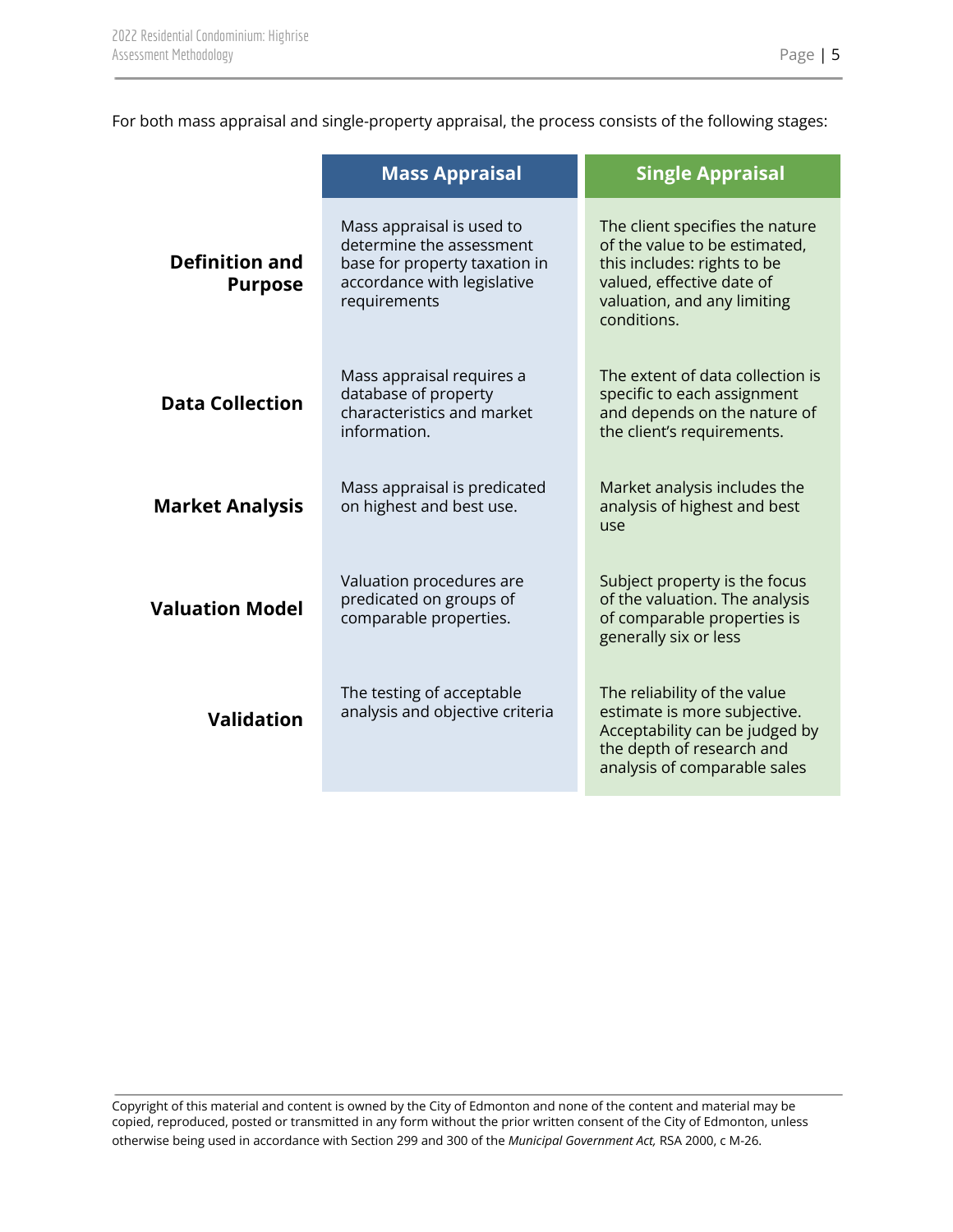For both mass appraisal and single-property appraisal, the process consists of the following stages:

| | Mass Appraisal | Single Appraisal |
|---|---|---|
| **Definition and Purpose** | Mass appraisal is used to determine the assessment base for property taxation in accordance with legislative requirements | The client specifies the nature of the value to be estimated, this includes: rights to be valued, effective date of valuation, and any limiting conditions. |
| **Data Collection** | Mass appraisal requires a database of property characteristics and market information. | The extent of data collection is specific to each assignment and depends on the nature of the client's requirements. |
| **Market Analysis** | Mass appraisal is predicated on highest and best use. | Market analysis includes the analysis of highest and best use |
| **Valuation Model** | Valuation procedures are predicated on groups of comparable properties. | Subject property is the focus of the valuation. The analysis of comparable properties is generally six or less |
| **Validation** | The testing of acceptable analysis and objective criteria | The reliability of the value estimate is more subjective. Acceptability can be judged by the depth of research and analysis of comparable sales |

Copyright of this material and content is owned by the City of Edmonton and none of the content and material may be copied, reproduced, posted or transmitted in any form without the prior written consent of the City of Edmonton, unless otherwise being used in accordance with Section 299 and 300 of the *Municipal Government Act,* RSA 2000, c M-26.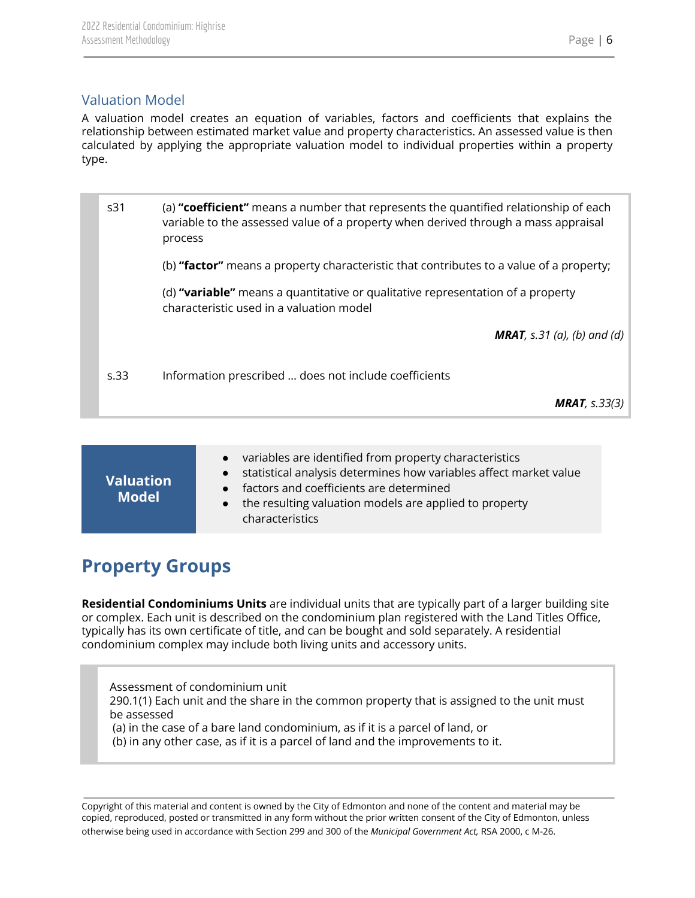## Valuation Model

A valuation model creates an equation of variables, factors and coefficients that explains the relationship between estimated market value and property characteristics. An assessed value is then calculated by applying the appropriate valuation model to individual properties within a property type.

> s31 (a) **"coefficient"** means a number that represents the quantified relationship of each variable to the assessed value of a property when derived through a mass appraisal process
>
> (b) **"factor"** means a property characteristic that contributes to a value of a property;
>
> (d) **"variable"** means a quantitative or qualitative representation of a property characteristic used in a valuation model
>
> ***MRAT****, s.31 (a), (b) and (d)*
>
> s.33 Information prescribed … does not include coefficients
>
> ***MRAT****, s.33(3)*

**Valuation Model**

- variables are identified from property characteristics
- statistical analysis determines how variables affect market value
- factors and coefficients are determined
- the resulting valuation models are applied to property characteristics

# Property Groups

**Residential Condominiums Units** are individual units that are typically part of a larger building site or complex. Each unit is described on the condominium plan registered with the Land Titles Office, typically has its own certificate of title, and can be bought and sold separately. A residential condominium complex may include both living units and accessory units.

> Assessment of condominium unit
> 290.1(1) Each unit and the share in the common property that is assigned to the unit must be assessed
> (a) in the case of a bare land condominium, as if it is a parcel of land, or
> (b) in any other case, as if it is a parcel of land and the improvements to it.

Copyright of this material and content is owned by the City of Edmonton and none of the content and material may be copied, reproduced, posted or transmitted in any form without the prior written consent of the City of Edmonton, unless otherwise being used in accordance with Section 299 and 300 of the *Municipal Government Act,* RSA 2000, c M-26.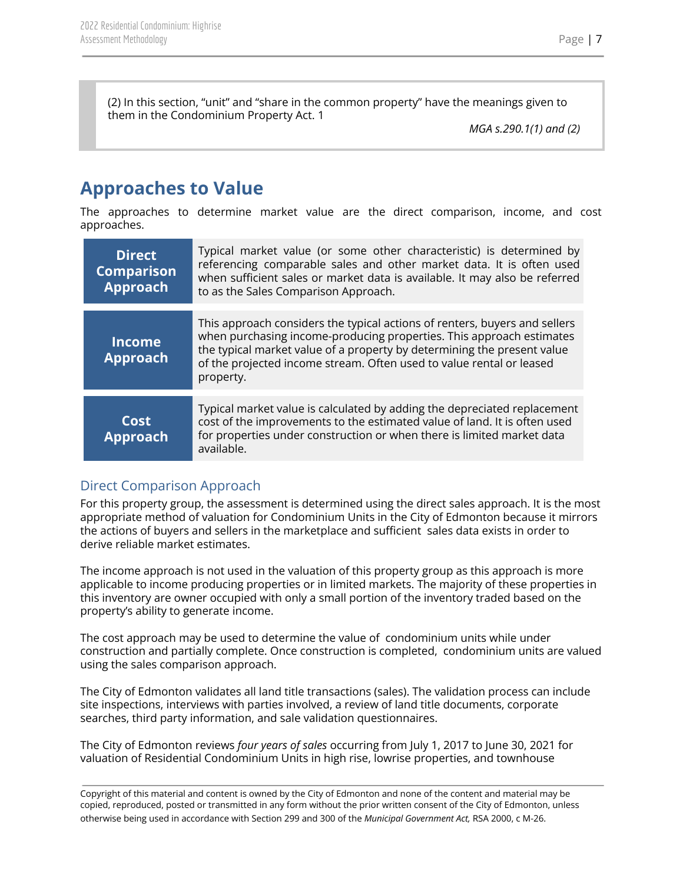> (2) In this section, "unit" and "share in the common property" have the meanings given to them in the Condominium Property Act. 1
>
> *MGA s.290.1(1) and (2)*

# Approaches to Value

The approaches to determine market value are the direct comparison, income, and cost approaches.

| | |
|---|---|
| **Direct Comparison Approach** | Typical market value (or some other characteristic) is determined by referencing comparable sales and other market data. It is often used when sufficient sales or market data is available. It may also be referred to as the Sales Comparison Approach. |
| **Income Approach** | This approach considers the typical actions of renters, buyers and sellers when purchasing income-producing properties. This approach estimates the typical market value of a property by determining the present value of the projected income stream. Often used to value rental or leased property. |
| **Cost Approach** | Typical market value is calculated by adding the depreciated replacement cost of the improvements to the estimated value of land. It is often used for properties under construction or when there is limited market data available. |

## Direct Comparison Approach

For this property group, the assessment is determined using the direct sales approach. It is the most appropriate method of valuation for Condominium Units in the City of Edmonton because it mirrors the actions of buyers and sellers in the marketplace and sufficient sales data exists in order to derive reliable market estimates.

The income approach is not used in the valuation of this property group as this approach is more applicable to income producing properties or in limited markets. The majority of these properties in this inventory are owner occupied with only a small portion of the inventory traded based on the property's ability to generate income.

The cost approach may be used to determine the value of condominium units while under construction and partially complete. Once construction is completed, condominium units are valued using the sales comparison approach.

The City of Edmonton validates all land title transactions (sales). The validation process can include site inspections, interviews with parties involved, a review of land title documents, corporate searches, third party information, and sale validation questionnaires.

The City of Edmonton reviews *four years of sales* occurring from July 1, 2017 to June 30, 2021 for valuation of Residential Condominium Units in high rise, lowrise properties, and townhouse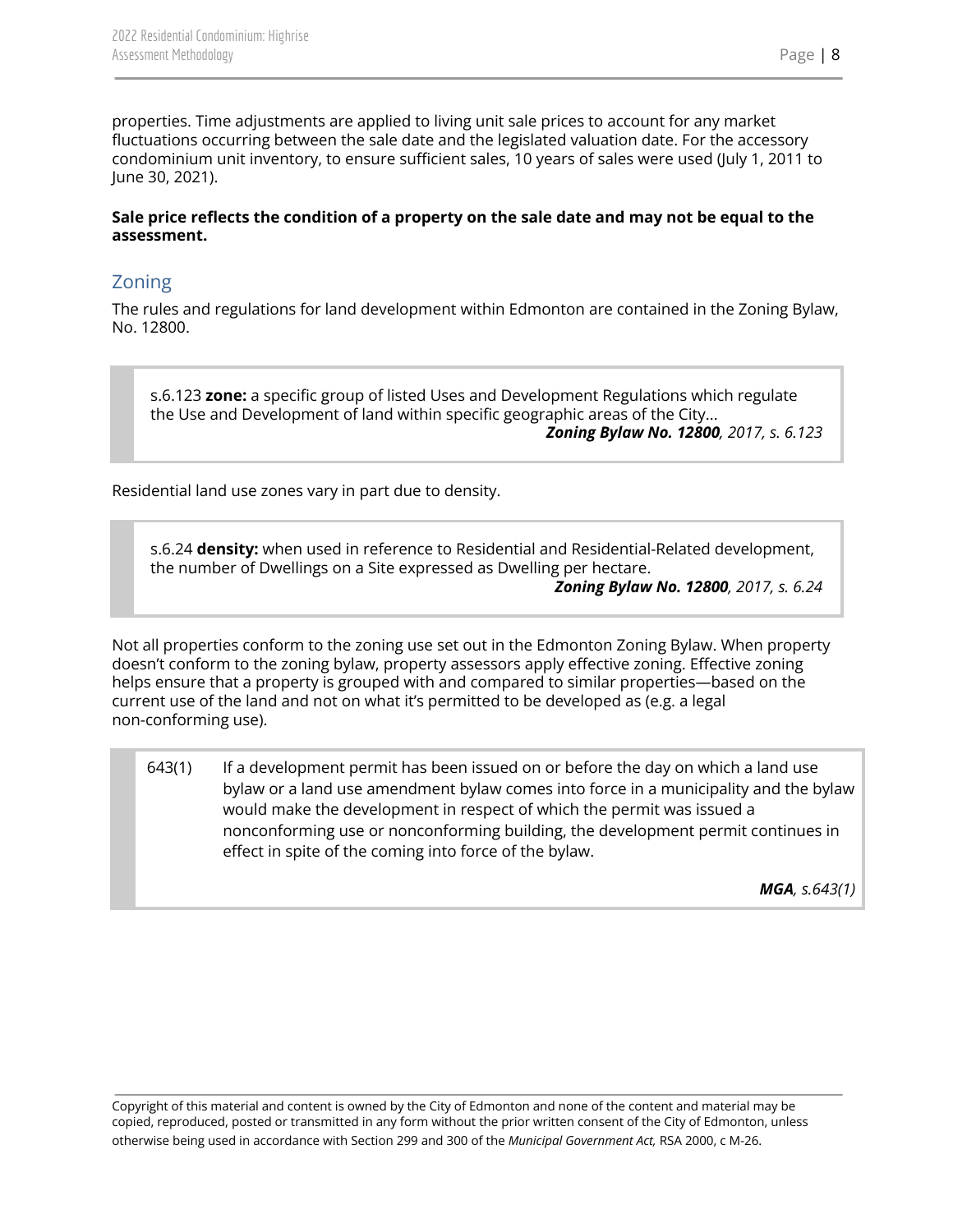properties. Time adjustments are applied to living unit sale prices to account for any market fluctuations occurring between the sale date and the legislated valuation date. For the accessory condominium unit inventory, to ensure sufficient sales, 10 years of sales were used (July 1, 2011 to June 30, 2021).

**Sale price reflects the condition of a property on the sale date and may not be equal to the assessment.**

## Zoning

The rules and regulations for land development within Edmonton are contained in the Zoning Bylaw, No. 12800.

> s.6.123 **zone:** a specific group of listed Uses and Development Regulations which regulate the Use and Development of land within specific geographic areas of the City…
>
> ***Zoning Bylaw No. 12800**, 2017, s. 6.123*

Residential land use zones vary in part due to density.

> s.6.24 **density:** when used in reference to Residential and Residential-Related development, the number of Dwellings on a Site expressed as Dwelling per hectare.
>
> ***Zoning Bylaw No. 12800**, 2017, s. 6.24*

Not all properties conform to the zoning use set out in the Edmonton Zoning Bylaw. When property doesn't conform to the zoning bylaw, property assessors apply effective zoning. Effective zoning helps ensure that a property is grouped with and compared to similar properties—based on the current use of the land and not on what it's permitted to be developed as (e.g. a legal non-conforming use).

> 643(1) If a development permit has been issued on or before the day on which a land use bylaw or a land use amendment bylaw comes into force in a municipality and the bylaw would make the development in respect of which the permit was issued a nonconforming use or nonconforming building, the development permit continues in effect in spite of the coming into force of the bylaw.
>
> ***MGA**, s.643(1)*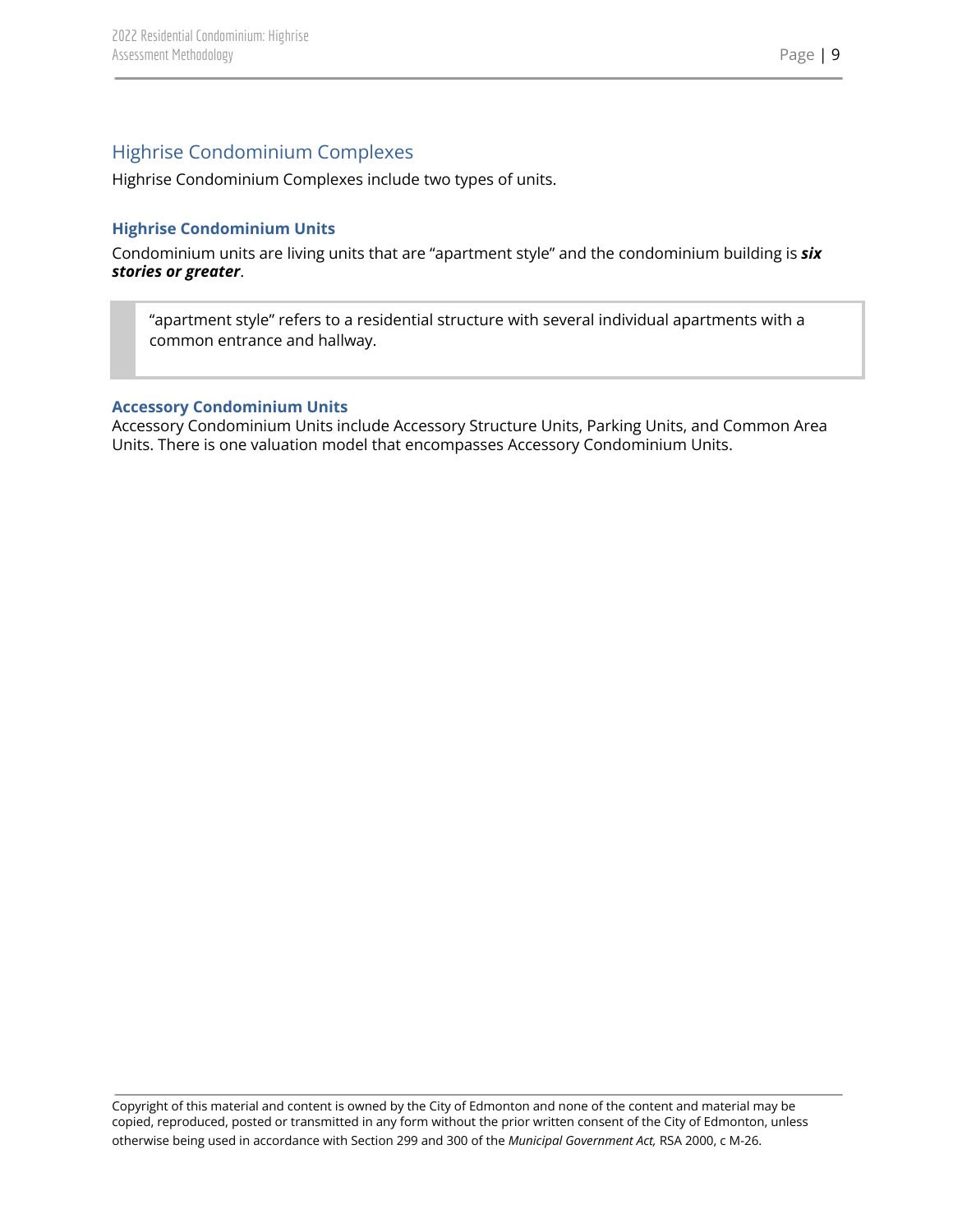## Highrise Condominium Complexes

Highrise Condominium Complexes include two types of units.

### Highrise Condominium Units

Condominium units are living units that are "apartment style" and the condominium building is ***six stories or greater***.

> "apartment style" refers to a residential structure with several individual apartments with a common entrance and hallway.

### Accessory Condominium Units

Accessory Condominium Units include Accessory Structure Units, Parking Units, and Common Area Units. There is one valuation model that encompasses Accessory Condominium Units.

Copyright of this material and content is owned by the City of Edmonton and none of the content and material may be copied, reproduced, posted or transmitted in any form without the prior written consent of the City of Edmonton, unless otherwise being used in accordance with Section 299 and 300 of the *Municipal Government Act,* RSA 2000, c M-26.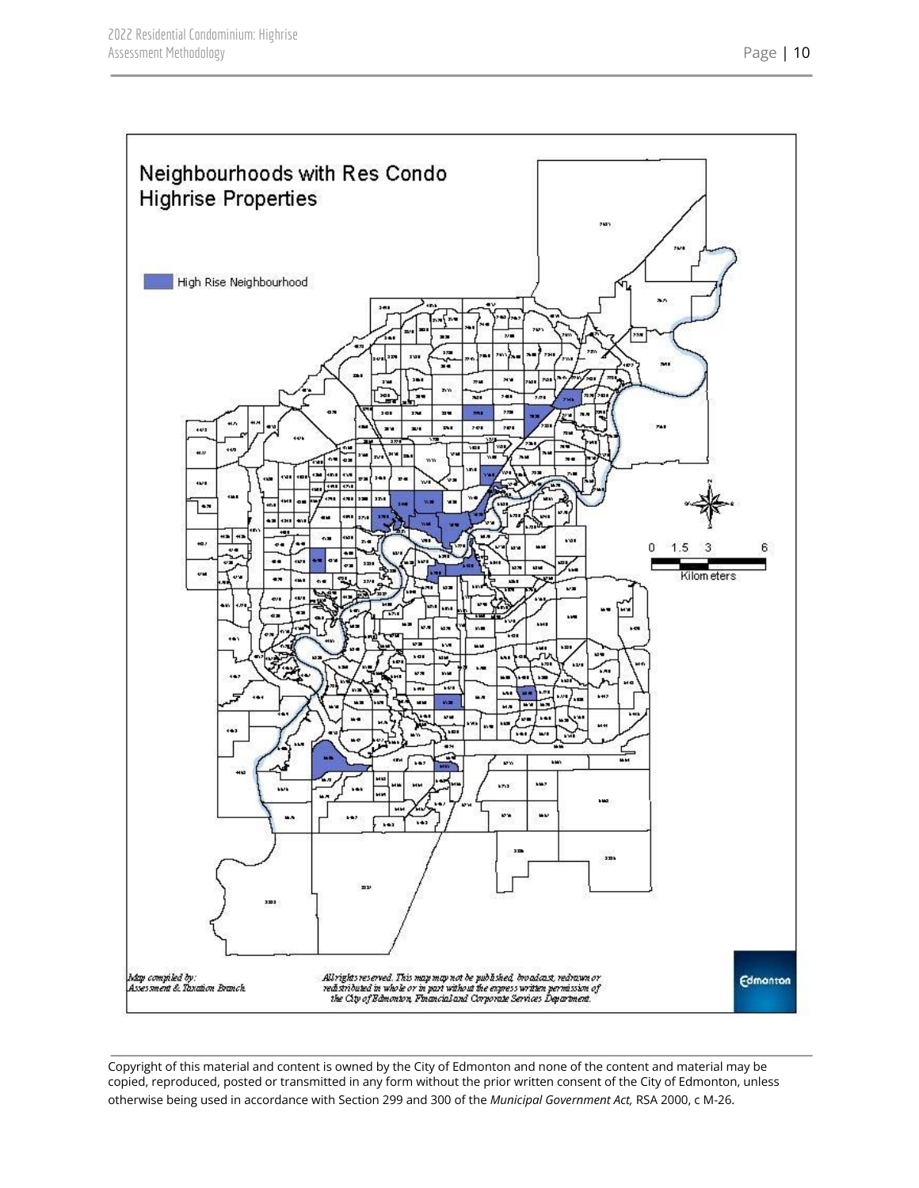## Neighbourhoods with Res Condo Highrise Properties

High Rise Neighbourhood

0 1.5 3 6
Kilometers

*Map compiled by:*
*Assessment & Taxation Branch*

*All rights reserved. This map may not be published, broadcast, redrawn or redistributed in whole or in part without the express written permission of the City of Edmonton, Financial and Corporate Services Department.*

Copyright of this material and content is owned by the City of Edmonton and none of the content and material may be copied, reproduced, posted or transmitted in any form without the prior written consent of the City of Edmonton, unless otherwise being used in accordance with Section 299 and 300 of the *Municipal Government Act,* RSA 2000, c M-26.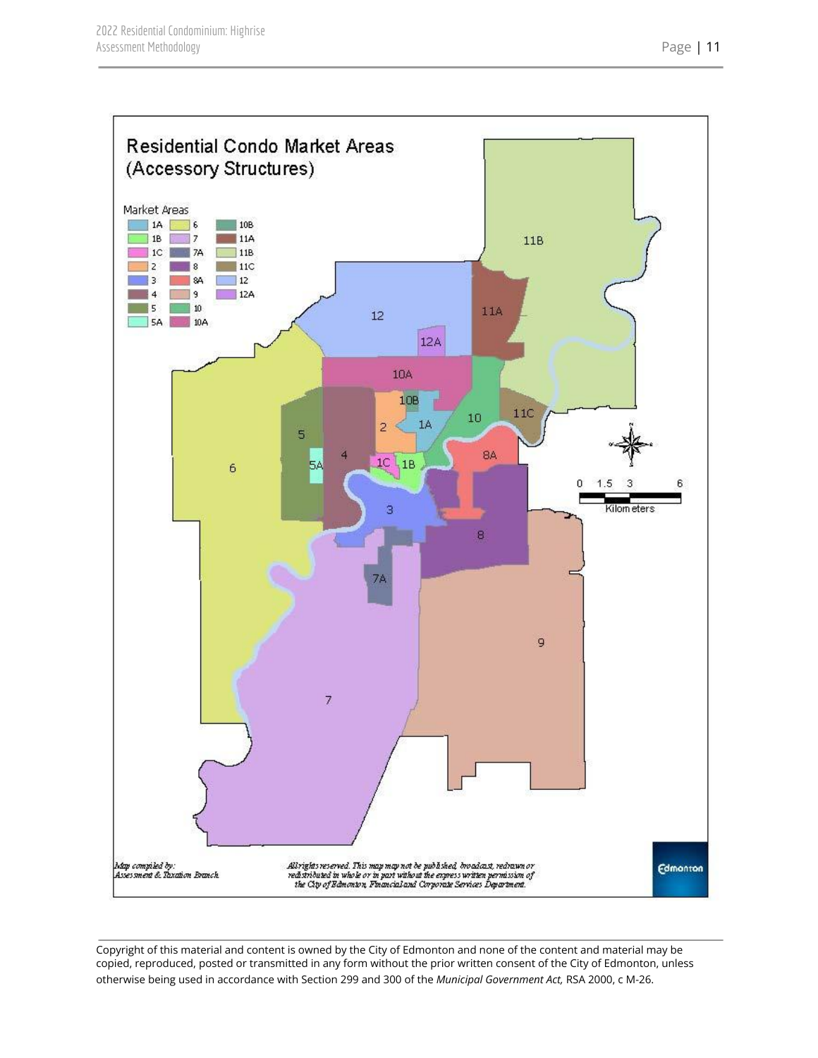Residential Condo Market Areas
(Accessory Structures)

Market Areas

| | | |
|---|---|---|
| 1A | 6 | 10B |
| 1B | 7 | 11A |
| 1C | 7A | 11B |
| 2 | 8 | 11C |
| 3 | 8A | 12 |
| 4 | 9 | 12A |
| 5 | 10 | |
| 5A | 10A | |

0 1.5 3 6
Kilometers

*Map compiled by: Assessment & Taxation Branch*

*All rights reserved. This map may not be published, broadcast, redrawn or redistributed in whole or in part without the express written permission of the City of Edmonton, Financial and Corporate Services Department.*

Copyright of this material and content is owned by the City of Edmonton and none of the content and material may be copied, reproduced, posted or transmitted in any form without the prior written consent of the City of Edmonton, unless otherwise being used in accordance with Section 299 and 300 of the *Municipal Government Act,* RSA 2000, c M-26.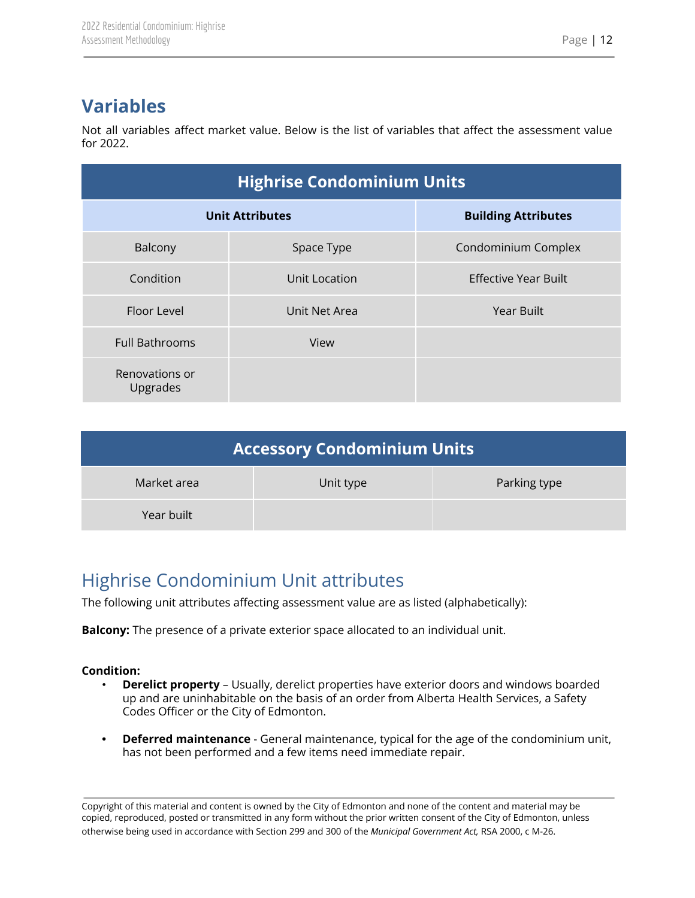## Variables

Not all variables affect market value. Below is the list of variables that affect the assessment value for 2022.

| Highrise Condominium Units | | |
|---|---|---|
| **Unit Attributes** | | **Building Attributes** |
| Balcony | Space Type | Condominium Complex |
| Condition | Unit Location | Effective Year Built |
| Floor Level | Unit Net Area | Year Built |
| Full Bathrooms | View | |
| Renovations or Upgrades | | |

| Accessory Condominium Units | | |
|---|---|---|
| Market area | Unit type | Parking type |
| Year built | | |

### Highrise Condominium Unit attributes

The following unit attributes affecting assessment value are as listed (alphabetically):

**Balcony:** The presence of a private exterior space allocated to an individual unit.

**Condition:**

- **Derelict property** – Usually, derelict properties have exterior doors and windows boarded up and are uninhabitable on the basis of an order from Alberta Health Services, a Safety Codes Officer or the City of Edmonton.
- **Deferred maintenance** - General maintenance, typical for the age of the condominium unit, has not been performed and a few items need immediate repair.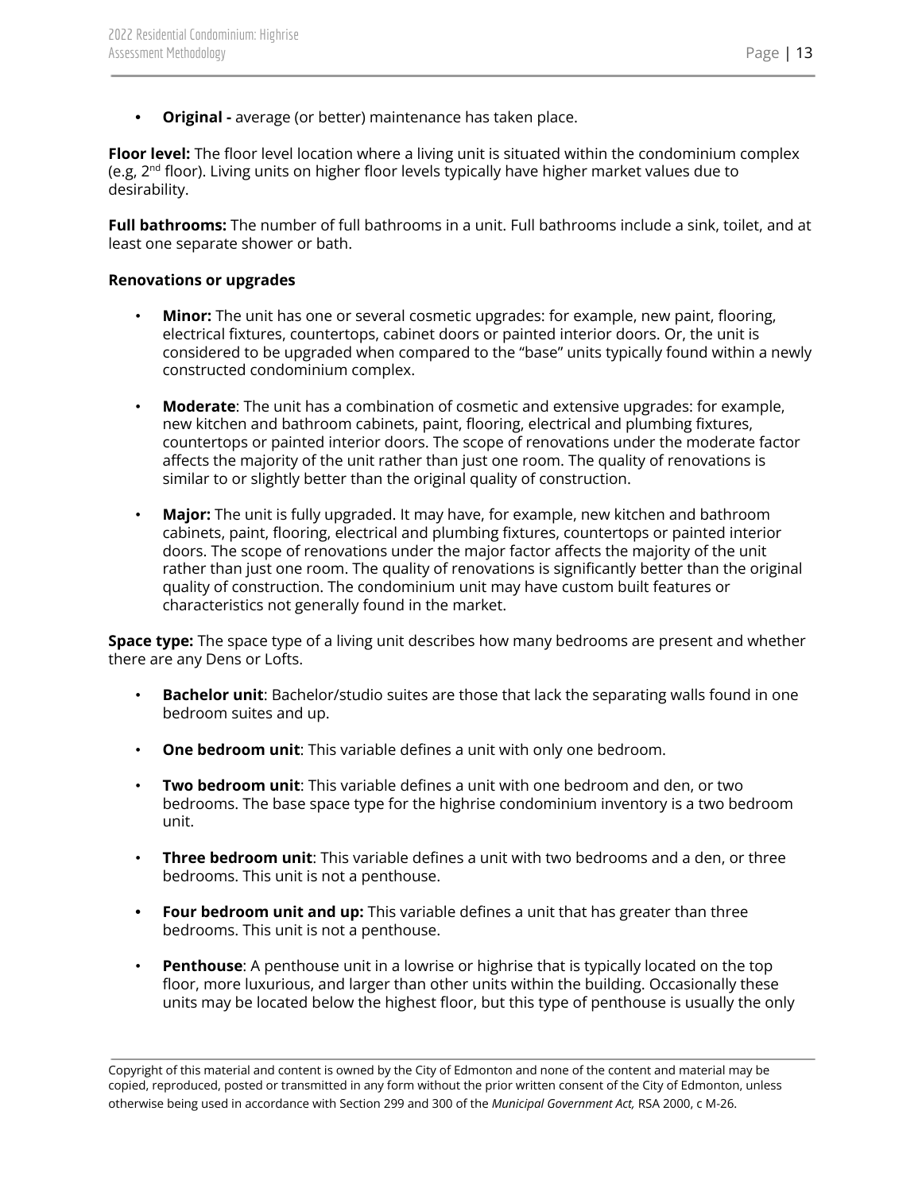- **Original -** average (or better) maintenance has taken place.

**Floor level:** The floor level location where a living unit is situated within the condominium complex (e.g, 2nd floor). Living units on higher floor levels typically have higher market values due to desirability.

**Full bathrooms:** The number of full bathrooms in a unit. Full bathrooms include a sink, toilet, and at least one separate shower or bath.

**Renovations or upgrades**

- **Minor:** The unit has one or several cosmetic upgrades: for example, new paint, flooring, electrical fixtures, countertops, cabinet doors or painted interior doors. Or, the unit is considered to be upgraded when compared to the "base" units typically found within a newly constructed condominium complex.

- **Moderate**: The unit has a combination of cosmetic and extensive upgrades: for example, new kitchen and bathroom cabinets, paint, flooring, electrical and plumbing fixtures, countertops or painted interior doors. The scope of renovations under the moderate factor affects the majority of the unit rather than just one room. The quality of renovations is similar to or slightly better than the original quality of construction.

- **Major:** The unit is fully upgraded. It may have, for example, new kitchen and bathroom cabinets, paint, flooring, electrical and plumbing fixtures, countertops or painted interior doors. The scope of renovations under the major factor affects the majority of the unit rather than just one room. The quality of renovations is significantly better than the original quality of construction. The condominium unit may have custom built features or characteristics not generally found in the market.

**Space type:** The space type of a living unit describes how many bedrooms are present and whether there are any Dens or Lofts.

- **Bachelor unit**: Bachelor/studio suites are those that lack the separating walls found in one bedroom suites and up.

- **One bedroom unit**: This variable defines a unit with only one bedroom.

- **Two bedroom unit**: This variable defines a unit with one bedroom and den, or two bedrooms. The base space type for the highrise condominium inventory is a two bedroom unit.

- **Three bedroom unit**: This variable defines a unit with two bedrooms and a den, or three bedrooms. This unit is not a penthouse.

- **Four bedroom unit and up:** This variable defines a unit that has greater than three bedrooms. This unit is not a penthouse.

- **Penthouse**: A penthouse unit in a lowrise or highrise that is typically located on the top floor, more luxurious, and larger than other units within the building. Occasionally these units may be located below the highest floor, but this type of penthouse is usually the only

Copyright of this material and content is owned by the City of Edmonton and none of the content and material may be copied, reproduced, posted or transmitted in any form without the prior written consent of the City of Edmonton, unless otherwise being used in accordance with Section 299 and 300 of the *Municipal Government Act,* RSA 2000, c M-26.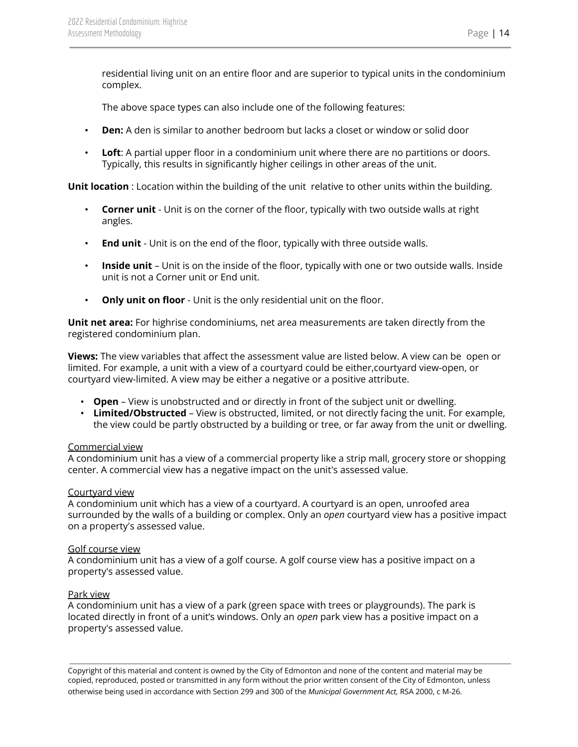residential living unit on an entire floor and are superior to typical units in the condominium complex.

The above space types can also include one of the following features:

- **Den:** A den is similar to another bedroom but lacks a closet or window or solid door
- **Loft**: A partial upper floor in a condominium unit where there are no partitions or doors. Typically, this results in significantly higher ceilings in other areas of the unit.

**Unit location** : Location within the building of the unit relative to other units within the building.

- **Corner unit** - Unit is on the corner of the floor, typically with two outside walls at right angles.
- **End unit** - Unit is on the end of the floor, typically with three outside walls.
- **Inside unit** – Unit is on the inside of the floor, typically with one or two outside walls. Inside unit is not a Corner unit or End unit.
- **Only unit on floor** - Unit is the only residential unit on the floor.

**Unit net area:** For highrise condominiums, net area measurements are taken directly from the registered condominium plan.

**Views:** The view variables that affect the assessment value are listed below. A view can be open or limited. For example, a unit with a view of a courtyard could be either,courtyard view-open, or courtyard view-limited. A view may be either a negative or a positive attribute.

- **Open** – View is unobstructed and or directly in front of the subject unit or dwelling.
- **Limited/Obstructed** – View is obstructed, limited, or not directly facing the unit. For example, the view could be partly obstructed by a building or tree, or far away from the unit or dwelling.

<u>Commercial view</u>
A condominium unit has a view of a commercial property like a strip mall, grocery store or shopping center. A commercial view has a negative impact on the unit's assessed value.

<u>Courtyard view</u>
A condominium unit which has a view of a courtyard. A courtyard is an open, unroofed area surrounded by the walls of a building or complex. Only an *open* courtyard view has a positive impact on a property's assessed value.

<u>Golf course view</u>
A condominium unit has a view of a golf course. A golf course view has a positive impact on a property's assessed value.

<u>Park view</u>
A condominium unit has a view of a park (green space with trees or playgrounds). The park is located directly in front of a unit's windows. Only an *open* park view has a positive impact on a property's assessed value.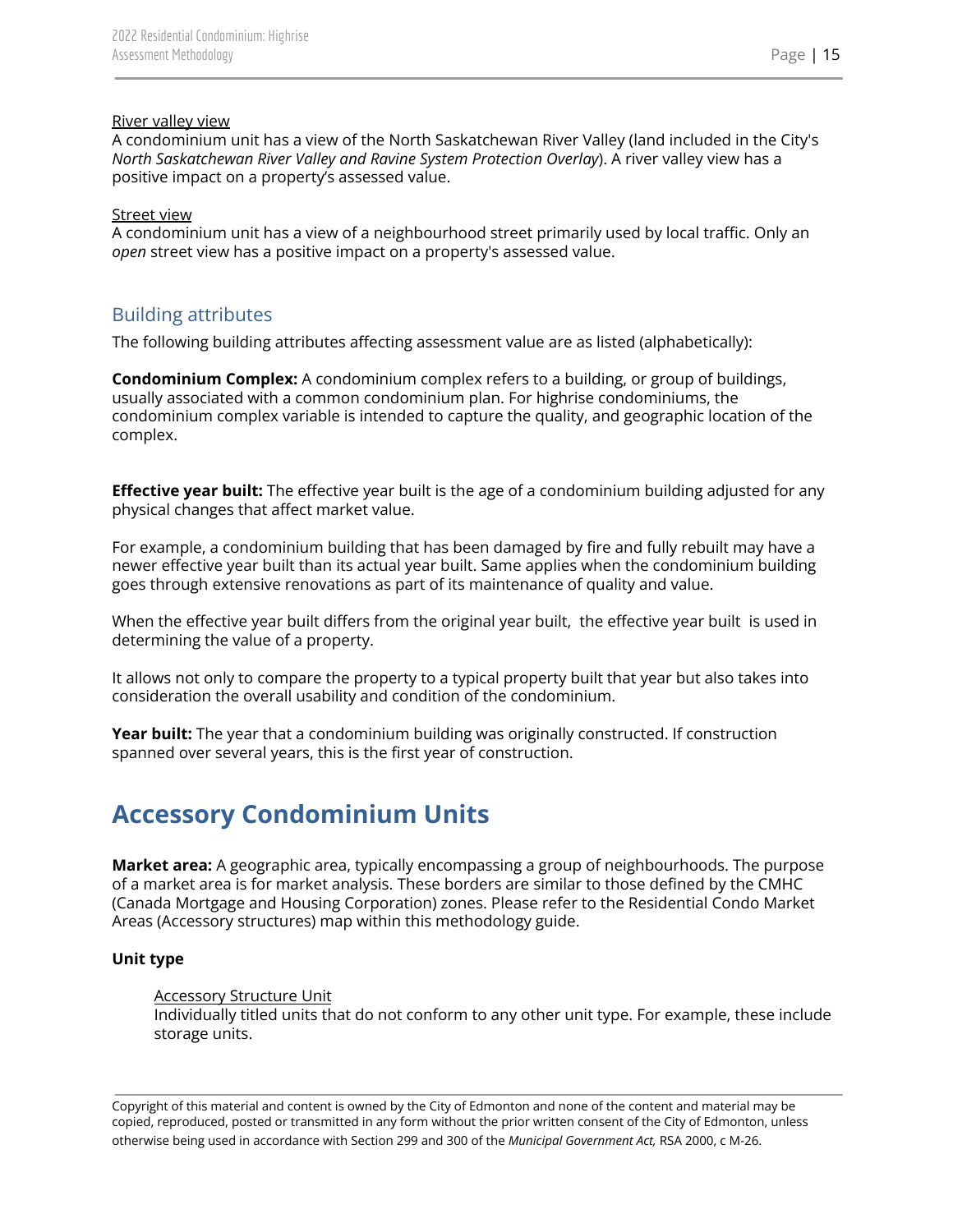<u>River valley view</u>
A condominium unit has a view of the North Saskatchewan River Valley (land included in the City's *North Saskatchewan River Valley and Ravine System Protection Overlay*). A river valley view has a positive impact on a property's assessed value.

<u>Street view</u>
A condominium unit has a view of a neighbourhood street primarily used by local traffic. Only an *open* street view has a positive impact on a property's assessed value.

## Building attributes

The following building attributes affecting assessment value are as listed (alphabetically):

**Condominium Complex:** A condominium complex refers to a building, or group of buildings, usually associated with a common condominium plan. For highrise condominiums, the condominium complex variable is intended to capture the quality, and geographic location of the complex.

**Effective year built:** The effective year built is the age of a condominium building adjusted for any physical changes that affect market value.

For example, a condominium building that has been damaged by fire and fully rebuilt may have a newer effective year built than its actual year built. Same applies when the condominium building goes through extensive renovations as part of its maintenance of quality and value.

When the effective year built differs from the original year built, the effective year built is used in determining the value of a property.

It allows not only to compare the property to a typical property built that year but also takes into consideration the overall usability and condition of the condominium.

**Year built:** The year that a condominium building was originally constructed. If construction spanned over several years, this is the first year of construction.

# Accessory Condominium Units

**Market area:** A geographic area, typically encompassing a group of neighbourhoods. The purpose of a market area is for market analysis. These borders are similar to those defined by the CMHC (Canada Mortgage and Housing Corporation) zones. Please refer to the Residential Condo Market Areas (Accessory structures) map within this methodology guide.

**Unit type**

<u>Accessory Structure Unit</u>
Individually titled units that do not conform to any other unit type. For example, these include storage units.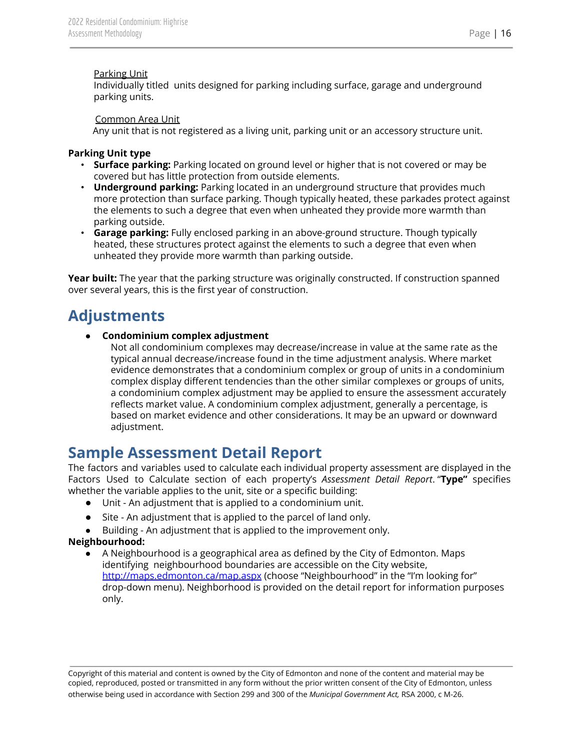Parking Unit
Individually titled units designed for parking including surface, garage and underground parking units.

Common Area Unit
Any unit that is not registered as a living unit, parking unit or an accessory structure unit.

**Parking Unit type**

- **Surface parking:** Parking located on ground level or higher that is not covered or may be covered but has little protection from outside elements.
- **Underground parking:** Parking located in an underground structure that provides much more protection than surface parking. Though typically heated, these parkades protect against the elements to such a degree that even when unheated they provide more warmth than parking outside.
- **Garage parking:** Fully enclosed parking in an above-ground structure. Though typically heated, these structures protect against the elements to such a degree that even when unheated they provide more warmth than parking outside.

**Year built:** The year that the parking structure was originally constructed. If construction spanned over several years, this is the first year of construction.

# Adjustments

- **Condominium complex adjustment**
  Not all condominium complexes may decrease/increase in value at the same rate as the typical annual decrease/increase found in the time adjustment analysis. Where market evidence demonstrates that a condominium complex or group of units in a condominium complex display different tendencies than the other similar complexes or groups of units, a condominium complex adjustment may be applied to ensure the assessment accurately reflects market value. A condominium complex adjustment, generally a percentage, is based on market evidence and other considerations. It may be an upward or downward adjustment.

# Sample Assessment Detail Report

The factors and variables used to calculate each individual property assessment are displayed in the Factors Used to Calculate section of each property's *Assessment Detail Report*. "**Type"** specifies whether the variable applies to the unit, site or a specific building:

- Unit - An adjustment that is applied to a condominium unit.
- Site - An adjustment that is applied to the parcel of land only.
- Building - An adjustment that is applied to the improvement only.

**Neighbourhood:**

- A Neighbourhood is a geographical area as defined by the City of Edmonton. Maps identifying neighbourhood boundaries are accessible on the City website, http://maps.edmonton.ca/map.aspx (choose "Neighbourhood" in the "I'm looking for" drop-down menu). Neighborhood is provided on the detail report for information purposes only.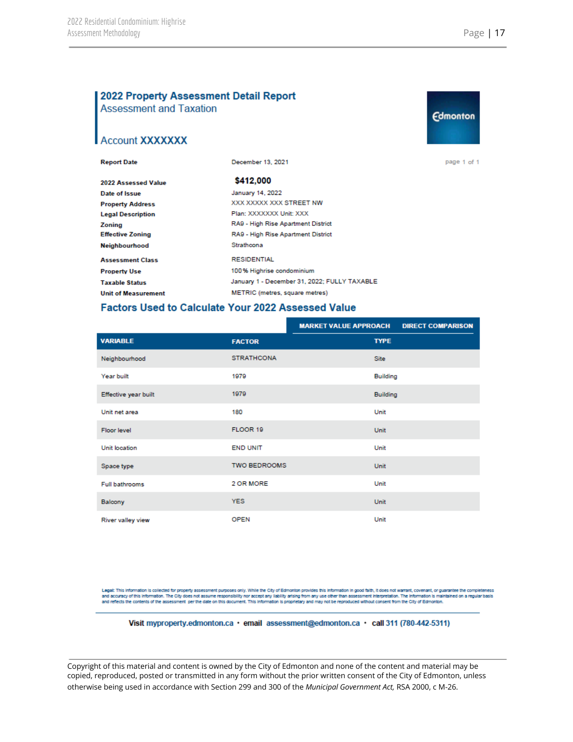# 2022 Property Assessment Detail Report

## Assessment and Taxation

## Account XXXXXXX

Edmonton

page 1 of 1

| | |
|---|---|
| **Report Date** | December 13, 2021 |
| **2022 Assessed Value** | **$412,000** |
| **Date of Issue** | January 14, 2022 |
| **Property Address** | XXX XXXXX XXX STREET NW |
| **Legal Description** | Plan: XXXXXXX Unit: XXX |
| **Zoning** | RA9 - High Rise Apartment District |
| **Effective Zoning** | RA9 - High Rise Apartment District |
| **Neighbourhood** | Strathcona |
| **Assessment Class** | RESIDENTIAL |
| **Property Use** | 100% Highrise condominium |
| **Taxable Status** | January 1 - December 31, 2022; FULLY TAXABLE |
| **Unit of Measurement** | METRIC (metres, square metres) |

## Factors Used to Calculate Your 2022 Assessed Value

| | | MARKET VALUE APPROACH DIRECT COMPARISON |
|---|---|---|
| **VARIABLE** | **FACTOR** | **TYPE** |
| Neighbourhood | STRATHCONA | Site |
| Year built | 1979 | Building |
| Effective year built | 1979 | Building |
| Unit net area | 180 | Unit |
| Floor level | FLOOR 19 | Unit |
| Unit location | END UNIT | Unit |
| Space type | TWO BEDROOMS | Unit |
| Full bathrooms | 2 OR MORE | Unit |
| Balcony | YES | Unit |
| River valley view | OPEN | Unit |

**Legal:** This information is collected for property assessment purposes only. While the City of Edmonton provides this information in good faith, it does not warrant, covenant, or guarantee the completeness and accuracy of this information. The City does not assume responsibility nor accept any liability arising from any use other than assessment interpretation. The information is maintained on a regular basis and reflects the contents of the assessment per the date on this document. This information is proprietary and may not be reproduced without consent from the City of Edmonton.

**Visit** myproperty.edmonton.ca • **email** assessment@edmonton.ca • **call** 311 (780-442-5311)

Copyright of this material and content is owned by the City of Edmonton and none of the content and material may be copied, reproduced, posted or transmitted in any form without the prior written consent of the City of Edmonton, unless otherwise being used in accordance with Section 299 and 300 of the *Municipal Government Act,* RSA 2000, c M-26.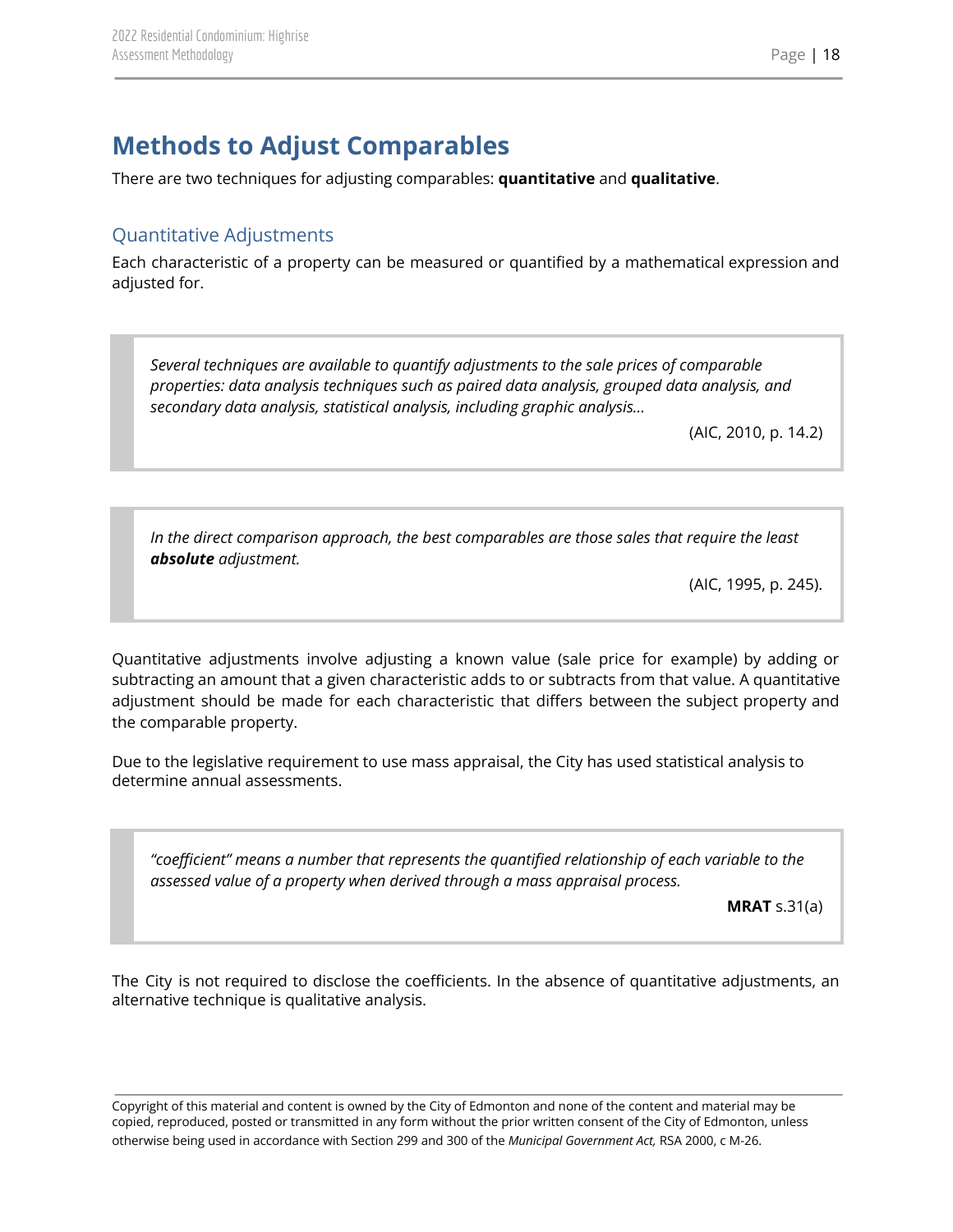# Methods to Adjust Comparables

There are two techniques for adjusting comparables: **quantitative** and **qualitative**.

## Quantitative Adjustments

Each characteristic of a property can be measured or quantified by a mathematical expression and adjusted for.

> *Several techniques are available to quantify adjustments to the sale prices of comparable properties: data analysis techniques such as paired data analysis, grouped data analysis, and secondary data analysis, statistical analysis, including graphic analysis…*
>
> (AIC, 2010, p. 14.2)

> *In the direct comparison approach, the best comparables are those sales that require the least **absolute** adjustment.*
>
> (AIC, 1995, p. 245).

Quantitative adjustments involve adjusting a known value (sale price for example) by adding or subtracting an amount that a given characteristic adds to or subtracts from that value. A quantitative adjustment should be made for each characteristic that differs between the subject property and the comparable property.

Due to the legislative requirement to use mass appraisal, the City has used statistical analysis to determine annual assessments.

> *"coefficient" means a number that represents the quantified relationship of each variable to the assessed value of a property when derived through a mass appraisal process.*
>
> **MRAT** s.31(a)

The City is not required to disclose the coefficients. In the absence of quantitative adjustments, an alternative technique is qualitative analysis.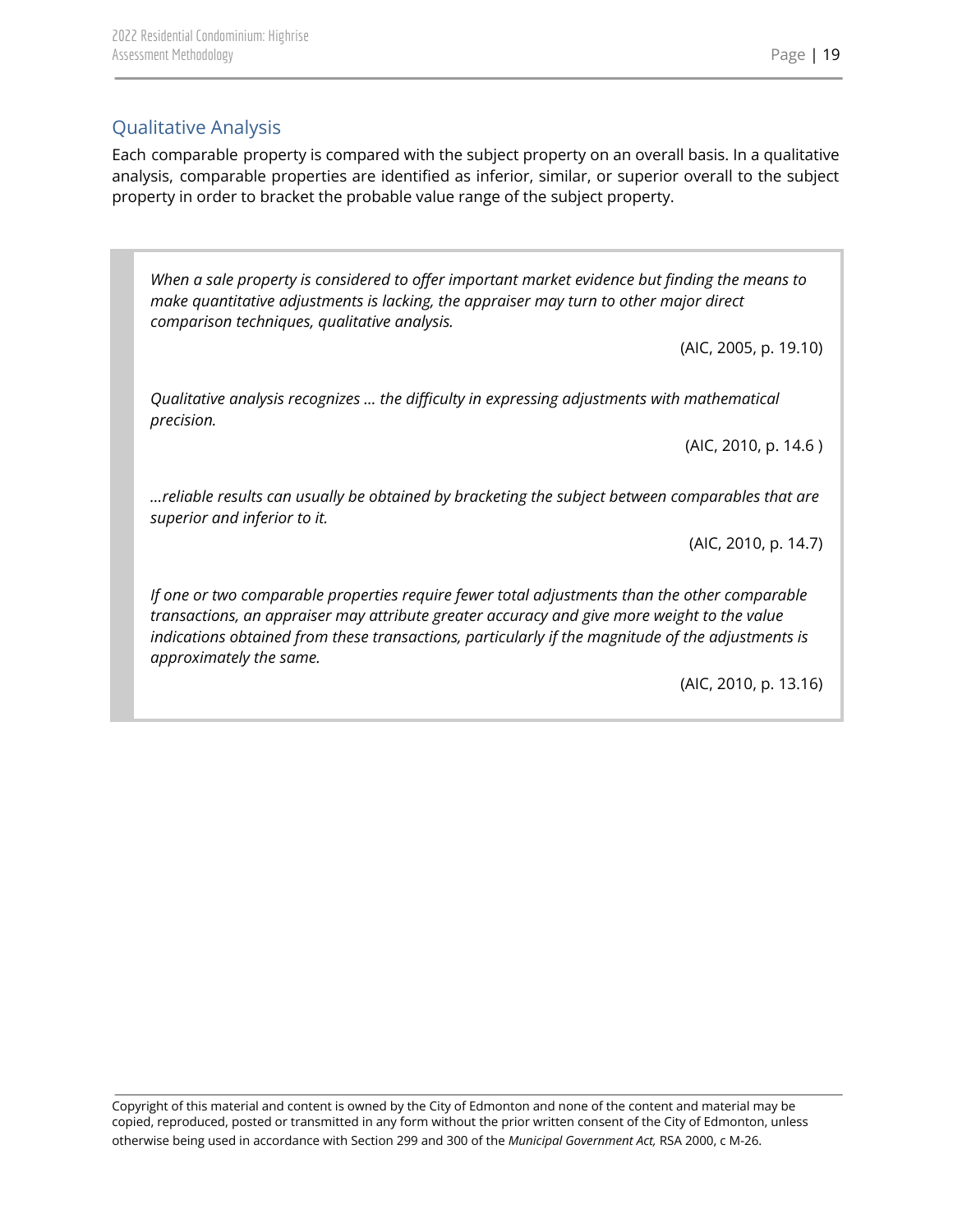## Qualitative Analysis

Each comparable property is compared with the subject property on an overall basis. In a qualitative analysis, comparable properties are identified as inferior, similar, or superior overall to the subject property in order to bracket the probable value range of the subject property.

> *When a sale property is considered to offer important market evidence but finding the means to make quantitative adjustments is lacking, the appraiser may turn to other major direct comparison techniques, qualitative analysis.*
>
> (AIC, 2005, p. 19.10)
>
> *Qualitative analysis recognizes … the difficulty in expressing adjustments with mathematical precision.*
>
> (AIC, 2010, p. 14.6 )
>
> *…reliable results can usually be obtained by bracketing the subject between comparables that are superior and inferior to it.*
>
> (AIC, 2010, p. 14.7)
>
> *If one or two comparable properties require fewer total adjustments than the other comparable transactions, an appraiser may attribute greater accuracy and give more weight to the value indications obtained from these transactions, particularly if the magnitude of the adjustments is approximately the same.*
>
> (AIC, 2010, p. 13.16)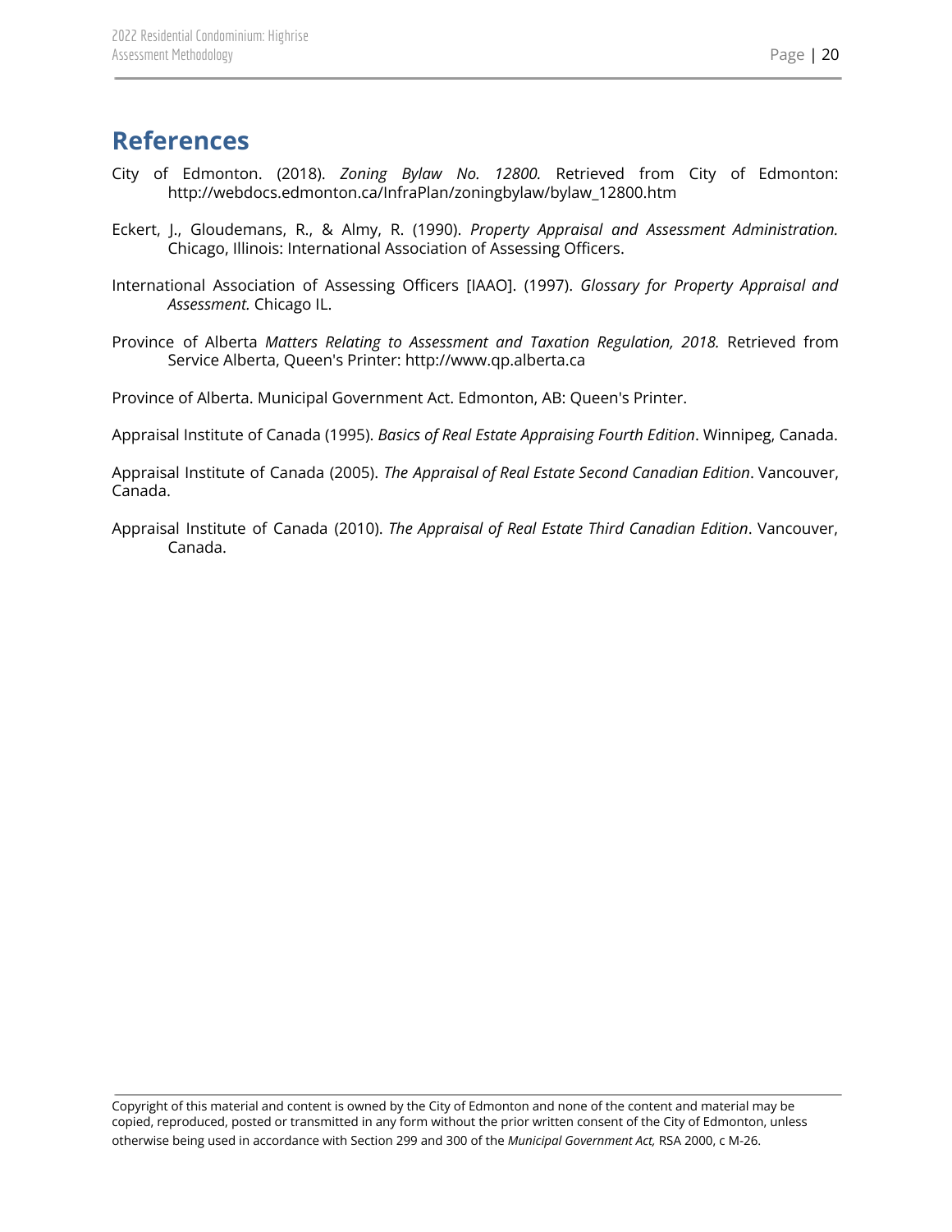# References

City of Edmonton. (2018). *Zoning Bylaw No. 12800.* Retrieved from City of Edmonton: http://webdocs.edmonton.ca/InfraPlan/zoningbylaw/bylaw_12800.htm

Eckert, J., Gloudemans, R., & Almy, R. (1990). *Property Appraisal and Assessment Administration.* Chicago, Illinois: International Association of Assessing Officers.

International Association of Assessing Officers [IAAO]. (1997). *Glossary for Property Appraisal and Assessment.* Chicago IL.

Province of Alberta *Matters Relating to Assessment and Taxation Regulation, 2018.* Retrieved from Service Alberta, Queen's Printer: http://www.qp.alberta.ca

Province of Alberta. Municipal Government Act. Edmonton, AB: Queen's Printer.

Appraisal Institute of Canada (1995). *Basics of Real Estate Appraising Fourth Edition*. Winnipeg, Canada.

Appraisal Institute of Canada (2005). *The Appraisal of Real Estate Second Canadian Edition*. Vancouver, Canada.

Appraisal Institute of Canada (2010). *The Appraisal of Real Estate Third Canadian Edition*. Vancouver, Canada.

Copyright of this material and content is owned by the City of Edmonton and none of the content and material may be copied, reproduced, posted or transmitted in any form without the prior written consent of the City of Edmonton, unless otherwise being used in accordance with Section 299 and 300 of the *Municipal Government Act,* RSA 2000, c M-26.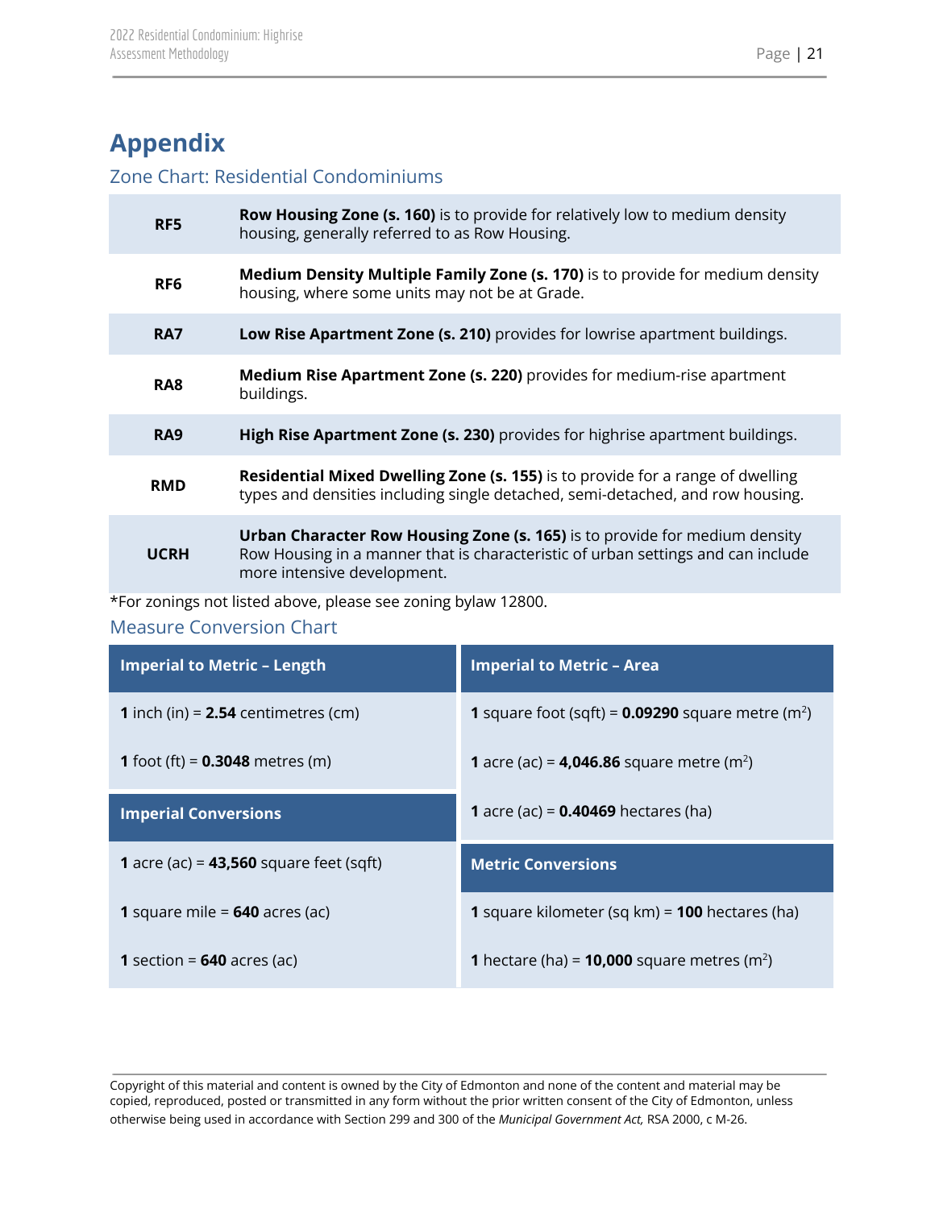# Appendix

## Zone Chart: Residential Condominiums

| Zone | Description |
|---|---|
| **RF5** | **Row Housing Zone (s. 160)** is to provide for relatively low to medium density housing, generally referred to as Row Housing. |
| **RF6** | **Medium Density Multiple Family Zone (s. 170)** is to provide for medium density housing, where some units may not be at Grade. |
| **RA7** | **Low Rise Apartment Zone (s. 210)** provides for lowrise apartment buildings. |
| **RA8** | **Medium Rise Apartment Zone (s. 220)** provides for medium-rise apartment buildings. |
| **RA9** | **High Rise Apartment Zone (s. 230)** provides for highrise apartment buildings. |
| **RMD** | **Residential Mixed Dwelling Zone (s. 155)** is to provide for a range of dwelling types and densities including single detached, semi-detached, and row housing. |
| **UCRH** | **Urban Character Row Housing Zone (s. 165)** is to provide for medium density Row Housing in a manner that is characteristic of urban settings and can include more intensive development. |

*For zonings not listed above, please see zoning bylaw 12800.

## Measure Conversion Chart

| Imperial to Metric – Length |
|---|
| **1** inch (in) = **2.54** centimetres (cm) |
| **1** foot (ft) = **0.3048** metres (m) |

| Imperial Conversions |
|---|
| **1** acre (ac) = **43,560** square feet (sqft) |
| **1** square mile = **640** acres (ac) |
| **1** section = **640** acres (ac) |

| Imperial to Metric – Area |
|---|
| **1** square foot (sqft) = **0.09290** square metre ($m^2$) |
| **1** acre (ac) = **4,046.86** square metre ($m^2$) |
| **1** acre (ac) = **0.40469** hectares (ha) |

| Metric Conversions |
|---|
| **1** square kilometer (sq km) = **100** hectares (ha) |
| **1** hectare (ha) = **10,000** square metres ($m^2$) |

Copyright of this material and content is owned by the City of Edmonton and none of the content and material may be copied, reproduced, posted or transmitted in any form without the prior written consent of the City of Edmonton, unless otherwise being used in accordance with Section 299 and 300 of the *Municipal Government Act,* RSA 2000, c M-26.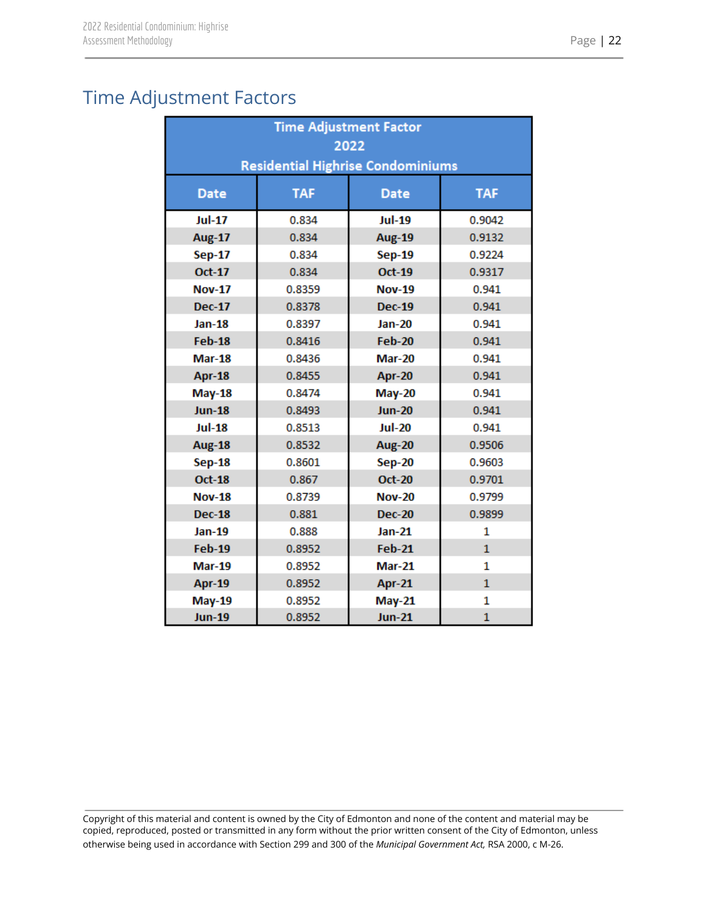# Time Adjustment Factors

| Time Adjustment Factor 2022 Residential Highrise Condominiums | | | |
|---|---|---|---|
| **Date** | **TAF** | **Date** | **TAF** |
| **Jul-17** | 0.834 | **Jul-19** | 0.9042 |
| **Aug-17** | 0.834 | **Aug-19** | 0.9132 |
| **Sep-17** | 0.834 | **Sep-19** | 0.9224 |
| **Oct-17** | 0.834 | **Oct-19** | 0.9317 |
| **Nov-17** | 0.8359 | **Nov-19** | 0.941 |
| **Dec-17** | 0.8378 | **Dec-19** | 0.941 |
| **Jan-18** | 0.8397 | **Jan-20** | 0.941 |
| **Feb-18** | 0.8416 | **Feb-20** | 0.941 |
| **Mar-18** | 0.8436 | **Mar-20** | 0.941 |
| **Apr-18** | 0.8455 | **Apr-20** | 0.941 |
| **May-18** | 0.8474 | **May-20** | 0.941 |
| **Jun-18** | 0.8493 | **Jun-20** | 0.941 |
| **Jul-18** | 0.8513 | **Jul-20** | 0.941 |
| **Aug-18** | 0.8532 | **Aug-20** | 0.9506 |
| **Sep-18** | 0.8601 | **Sep-20** | 0.9603 |
| **Oct-18** | 0.867 | **Oct-20** | 0.9701 |
| **Nov-18** | 0.8739 | **Nov-20** | 0.9799 |
| **Dec-18** | 0.881 | **Dec-20** | 0.9899 |
| **Jan-19** | 0.888 | **Jan-21** | 1 |
| **Feb-19** | 0.8952 | **Feb-21** | 1 |
| **Mar-19** | 0.8952 | **Mar-21** | 1 |
| **Apr-19** | 0.8952 | **Apr-21** | 1 |
| **May-19** | 0.8952 | **May-21** | 1 |
| **Jun-19** | 0.8952 | **Jun-21** | 1 |

Copyright of this material and content is owned by the City of Edmonton and none of the content and material may be copied, reproduced, posted or transmitted in any form without the prior written consent of the City of Edmonton, unless otherwise being used in accordance with Section 299 and 300 of the *Municipal Government Act,* RSA 2000, c M-26.